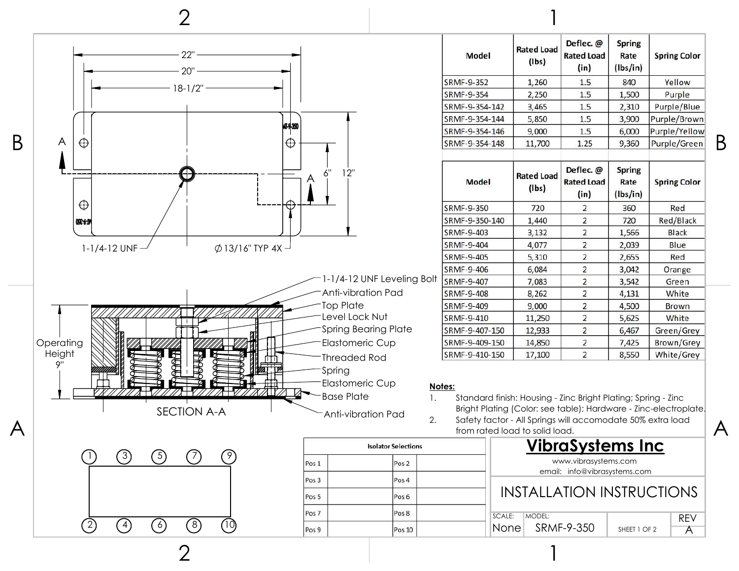| Model | Rated Load (lbs) | Deflec. @ Rated Load (in) | Spring Rate (lbs/in) | Spring Color |
|---|---|---|---|---|
| SRMF-9-352 | 1,260 | 1.5 | 840 | Yellow |
| SRMF-9-354 | 2,250 | 1.5 | 1,500 | Purple |
| SRMF-9-354-142 | 3,465 | 1.5 | 2,310 | Purple/Blue |
| SRMF-9-354-144 | 5,850 | 1.5 | 3,900 | Purple/Brown |
| SRMF-9-354-146 | 9,000 | 1.5 | 6,000 | Purple/Yellow |
| SRMF-9-354-148 | 11,700 | 1.25 | 9,360 | Purple/Green |

| Model | Rated Load (lbs) | Deflec. @ Rated Load (in) | Spring Rate (lbs/in) | Spring Color |
|---|---|---|---|---|
| SRMF-9-350 | 720 | 2 | 360 | Red |
| SRMF-9-350-140 | 1,440 | 2 | 720 | Red/Black |
| SRMF-9-403 | 3,132 | 2 | 1,566 | Black |
| SRMF-9-404 | 4,077 | 2 | 2,039 | Blue |
| SRMF-9-405 | 5,310 | 2 | 2,655 | Red |
| SRMF-9-406 | 6,084 | 2 | 3,042 | Orange |
| SRMF-9-407 | 7,083 | 2 | 3,542 | Green |
| SRMF-9-408 | 8,262 | 2 | 4,131 | White |
| SRMF-9-409 | 9,000 | 2 | 4,500 | Brown |
| SRMF-9-410 | 11,250 | 2 | 5,625 | White |
| SRMF-9-407-150 | 12,933 | 2 | 6,467 | Green/Grey |
| SRMF-9-409-150 | 14,850 | 2 | 7,425 | Brown/Grey |
| SRMF-9-410-150 | 17,100 | 2 | 8,550 | White/Grey |

22"
20"
18-1/2"
6"
12"
1-1/4-12 UNF
Ø13/16" TYP 4X

- 1-1/4-12 UNF Leveling Bolt
- Anti-vibration Pad
- Top Plate
- Level Lock Nut
- Spring Bearing Plate
- Elastomeric Cup
- Threaded Rod
- Spring
- Elastomeric Cup
- Base Plate
- Anti-vibration Pad

Operating Height 9"

SECTION A-A

**Notes:**

1. Standard finish: Housing - Zinc Bright Plating; Spring - Zinc Bright Plating (Color: see table); Hardware - Zinc-electroplate.
2. Safety factor - All Springs will accomodate 50% extra load from rated load to solid load.

| Isolator Selections | | | |
|---|---|---|---|
| Pos 1 | | Pos 2 | |
| Pos 3 | | Pos 4 | |
| Pos 5 | | Pos 6 | |
| Pos 7 | | Pos 8 | |
| Pos 9 | | Pos 10 | |

**VibraSystems Inc**

www.vibrasystems.com
email: info@vibrasystems.com

INSTALLATION INSTRUCTIONS

| SCALE: | MODEL: | | REV |
|---|---|---|---|
| None | SRMF-9-350 | SHEET 1 OF 2 | A |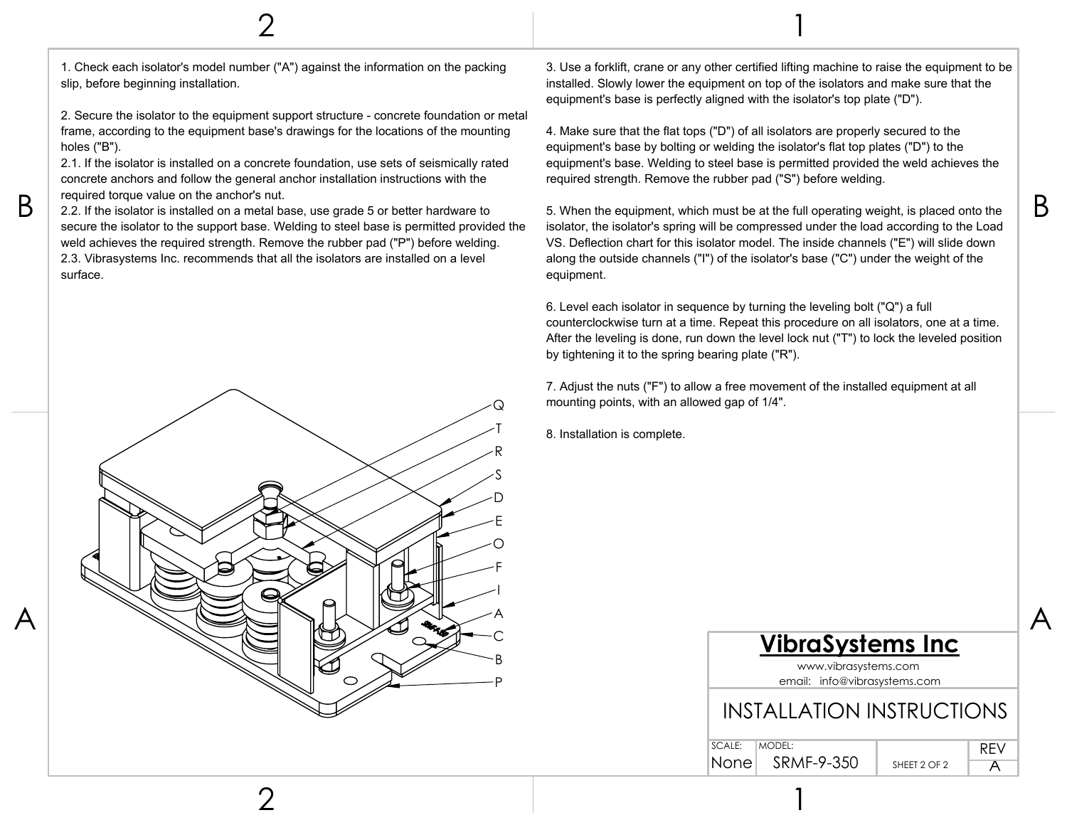1. Check each isolator's model number ("A") against the information on the packing slip, before beginning installation.

2. Secure the isolator to the equipment support structure - concrete foundation or metal frame, according to the equipment base's drawings for the locations of the mounting holes ("B").
2.1. If the isolator is installed on a concrete foundation, use sets of seismically rated concrete anchors and follow the general anchor installation instructions with the required torque value on the anchor's nut.
2.2. If the isolator is installed on a metal base, use grade 5 or better hardware to secure the isolator to the support base. Welding to steel base is permitted provided the weld achieves the required strength. Remove the rubber pad ("P") before welding.
2.3. Vibrasystems Inc. recommends that all the isolators are installed on a level surface.

3. Use a forklift, crane or any other certified lifting machine to raise the equipment to be installed. Slowly lower the equipment on top of the isolators and make sure that the equipment's base is perfectly aligned with the isolator's top plate ("D").

4. Make sure that the flat tops ("D") of all isolators are properly secured to the equipment's base by bolting or welding the isolator's flat top plates ("D") to the equipment's base. Welding to steel base is permitted provided the weld achieves the required strength. Remove the rubber pad ("S") before welding.

5. When the equipment, which must be at the full operating weight, is placed onto the isolator, the isolator's spring will be compressed under the load according to the Load VS. Deflection chart for this isolator model. The inside channels ("E") will slide down along the outside channels ("I") of the isolator's base ("C") under the weight of the equipment.

6. Level each isolator in sequence by turning the leveling bolt ("Q") a full counterclockwise turn at a time. Repeat this procedure on all isolators, one at a time. After the leveling is done, run down the level lock nut ("T") to lock the leveled position by tightening it to the spring bearing plate ("R").

7. Adjust the nuts ("F") to allow a free movement of the installed equipment at all mounting points, with an allowed gap of 1/4".

8. Installation is complete.

Q
T
R
S
D
E
O
F
I
A
C
B
P

**VibraSystems Inc**

www.vibrasystems.com

email: info@vibrasystems.com

INSTALLATION INSTRUCTIONS

| SCALE: | MODEL: | | REV |
|---|---|---|---|
| None | SRMF-9-350 | SHEET 2 OF 2 | A |